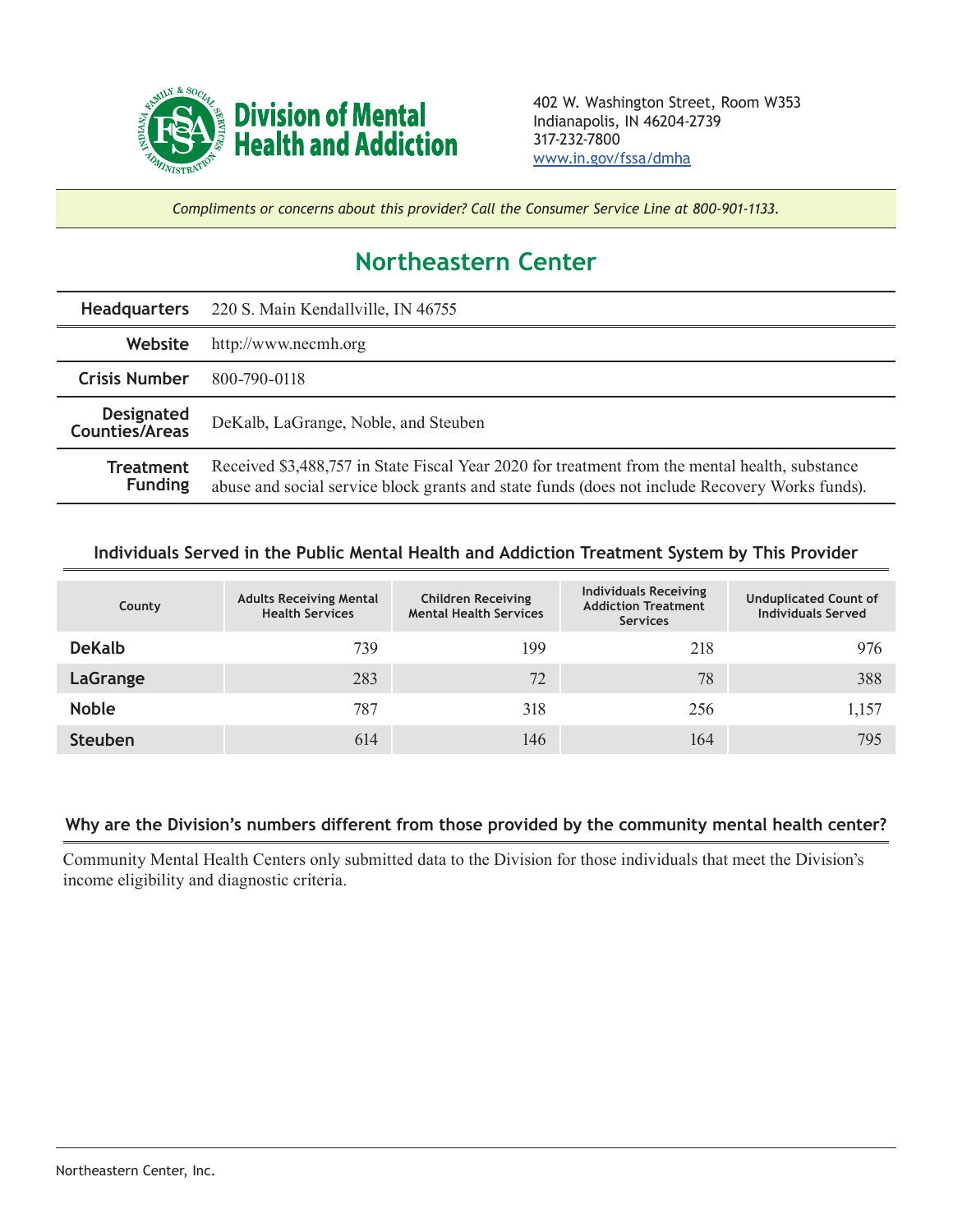**Division of Mental Health and Addiction**

402 W. Washington Street, Room W353
Indianapolis, IN 46204-2739
317-232-7800
www.in.gov/fssa/dmha

*Compliments or concerns about this provider? Call the Consumer Service Line at 800-901-1133.*

# Northeastern Center

| | |
|---|---|
| **Headquarters** | 220 S. Main Kendallville, IN 46755 |
| **Website** | http://www.necmh.org |
| **Crisis Number** | 800-790-0118 |
| **Designated Counties/Areas** | DeKalb, LaGrange, Noble, and Steuben |
| **Treatment Funding** | Received $3,488,757 in State Fiscal Year 2020 for treatment from the mental health, substance abuse and social service block grants and state funds (does not include Recovery Works funds). |

## Individuals Served in the Public Mental Health and Addiction Treatment System by This Provider

| County | Adults Receiving Mental Health Services | Children Receiving Mental Health Services | Individuals Receiving Addiction Treatment Services | Unduplicated Count of Individuals Served |
|---|---|---|---|---|
| **DeKalb** | 739 | 199 | 218 | 976 |
| **LaGrange** | 283 | 72 | 78 | 388 |
| **Noble** | 787 | 318 | 256 | 1,157 |
| **Steuben** | 614 | 146 | 164 | 795 |

## Why are the Division's numbers different from those provided by the community mental health center?

Community Mental Health Centers only submitted data to the Division for those individuals that meet the Division's income eligibility and diagnostic criteria.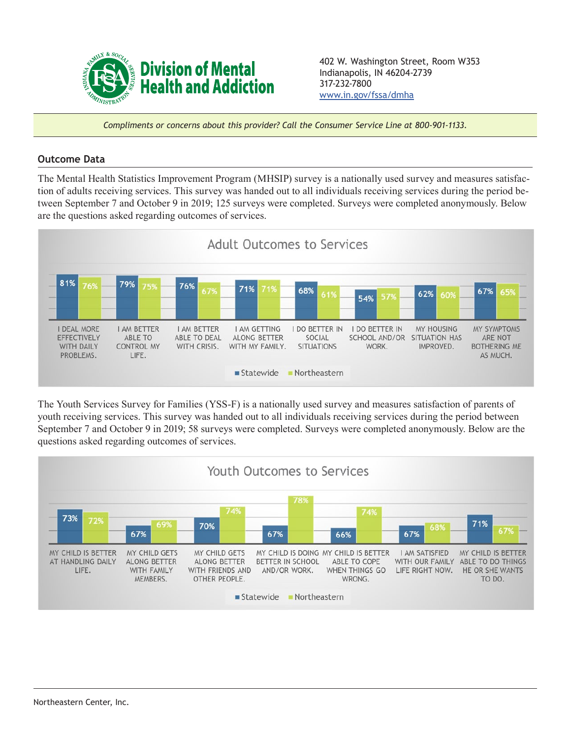Division of Mental Health and Addiction

402 W. Washington Street, Room W353
Indianapolis, IN 46204-2739
317-232-7800
www.in.gov/fssa/dmha

*Compliments or concerns about this provider? Call the Consumer Service Line at 800-901-1133.*

## Outcome Data

The Mental Health Statistics Improvement Program (MHSIP) survey is a nationally used survey and measures satisfaction of adults receiving services. This survey was handed out to all individuals receiving services during the period between September 7 and October 9 in 2019; 125 surveys were completed. Surveys were completed anonymously. Below are the questions asked regarding outcomes of services.

Adult Outcomes to Services

I DEAL MORE EFFECTIVELY WITH DAILY PROBLEMS. 81% 76%
I AM BETTER ABLE TO CONTROL MY LIFE. 79% 75%
I AM BETTER ABLE TO DEAL WITH CRISIS. 76% 67%
I AM GETTING ALONG BETTER WITH MY FAMILY. 71% 71%
I DO BETTER IN SOCIAL SITUATIONS 68% 61%
I DO BETTER IN SCHOOL AND/OR WORK. 54% 57%
MY HOUSING SITUATION HAS IMPROVED. 62% 60%
MY SYMPTOMS ARE NOT BOTHERING ME AS MUCH. 67% 65%

Statewide Northeastern

The Youth Services Survey for Families (YSS-F) is a nationally used survey and measures satisfaction of parents of youth receiving services. This survey was handed out to all individuals receiving services during the period between September 7 and October 9 in 2019; 58 surveys were completed. Surveys were completed anonymously. Below are the questions asked regarding outcomes of services.

Youth Outcomes to Services

MY CHILD IS BETTER AT HANDLING DAILY LIFE. 73% 72%
MY CHILD GETS ALONG BETTER WITH FAMILY MEMBERS. 67% 69%
MY CHILD GETS ALONG BETTER WITH FRIENDS AND OTHER PEOPLE. 70% 74%
MY CHILD IS DOING BETTER IN SCHOOL AND/OR WORK. 67% 78%
MY CHILD IS BETTER ABLE TO COPE WHEN THINGS GO WRONG. 66% 74%
I AM SATISFIED WITH OUR FAMILY LIFE RIGHT NOW. 67% 68%
MY CHILD IS BETTER ABLE TO DO THINGS HE OR SHE WANTS TO DO. 71% 67%

Statewide Northeastern

Northeastern Center, Inc.